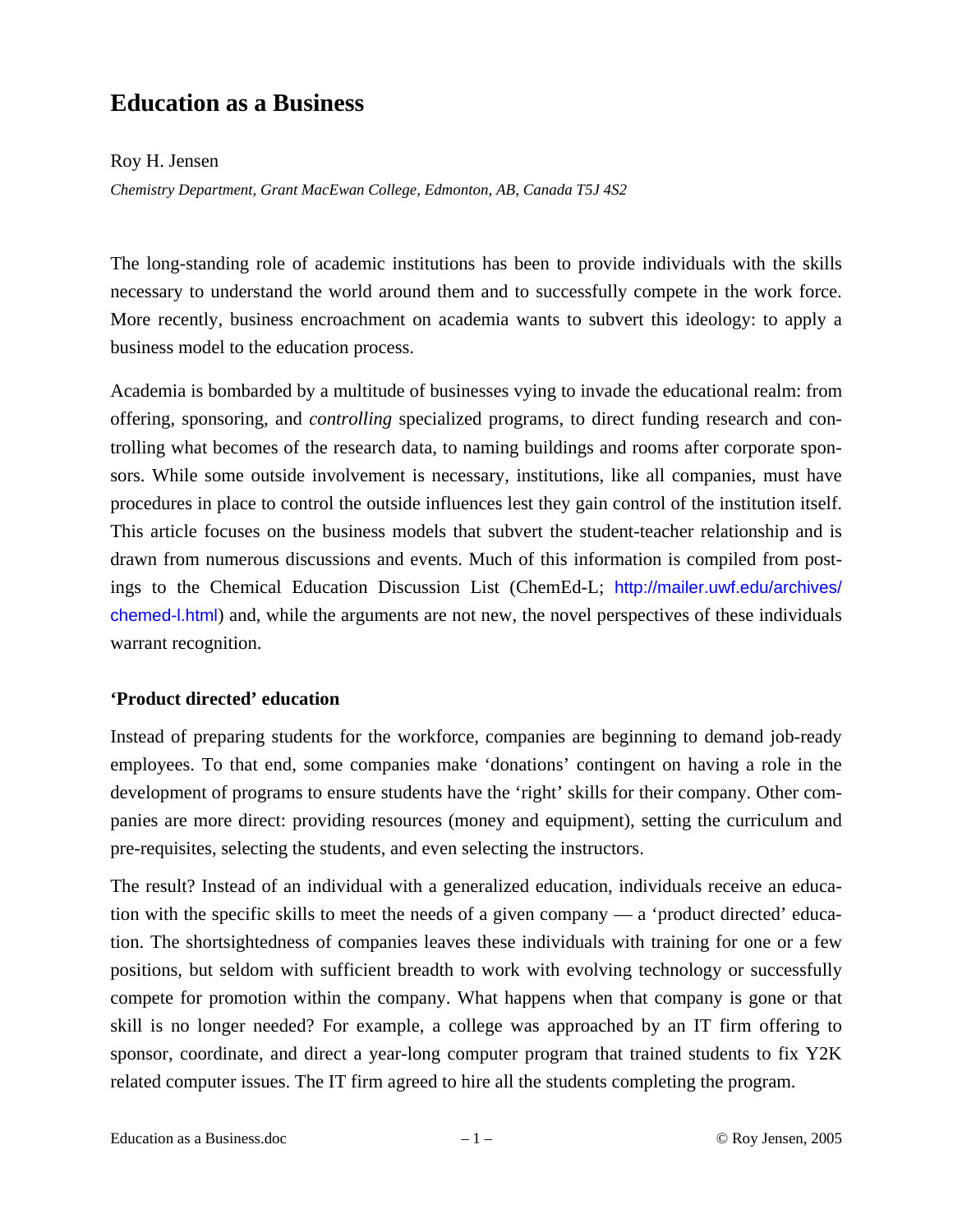# Education as a Business

Roy H. Jensen

*Chemistry Department, Grant MacEwan College, Edmonton, AB, Canada T5J 4S2*

The long-standing role of academic institutions has been to provide individuals with the skills necessary to understand the world around them and to successfully compete in the work force. More recently, business encroachment on academia wants to subvert this ideology: to apply a business model to the education process.

Academia is bombarded by a multitude of businesses vying to invade the educational realm: from offering, sponsoring, and *controlling* specialized programs, to direct funding research and controlling what becomes of the research data, to naming buildings and rooms after corporate sponsors. While some outside involvement is necessary, institutions, like all companies, must have procedures in place to control the outside influences lest they gain control of the institution itself. This article focuses on the business models that subvert the student-teacher relationship and is drawn from numerous discussions and events. Much of this information is compiled from postings to the Chemical Education Discussion List (ChemEd-L; http://mailer.uwf.edu/archives/chemed-l.html) and, while the arguments are not new, the novel perspectives of these individuals warrant recognition.

### 'Product directed' education

Instead of preparing students for the workforce, companies are beginning to demand job-ready employees. To that end, some companies make 'donations' contingent on having a role in the development of programs to ensure students have the 'right' skills for their company. Other companies are more direct: providing resources (money and equipment), setting the curriculum and pre-requisites, selecting the students, and even selecting the instructors.

The result? Instead of an individual with a generalized education, individuals receive an education with the specific skills to meet the needs of a given company — a 'product directed' education. The shortsightedness of companies leaves these individuals with training for one or a few positions, but seldom with sufficient breadth to work with evolving technology or successfully compete for promotion within the company. What happens when that company is gone or that skill is no longer needed? For example, a college was approached by an IT firm offering to sponsor, coordinate, and direct a year-long computer program that trained students to fix Y2K related computer issues. The IT firm agreed to hire all the students completing the program.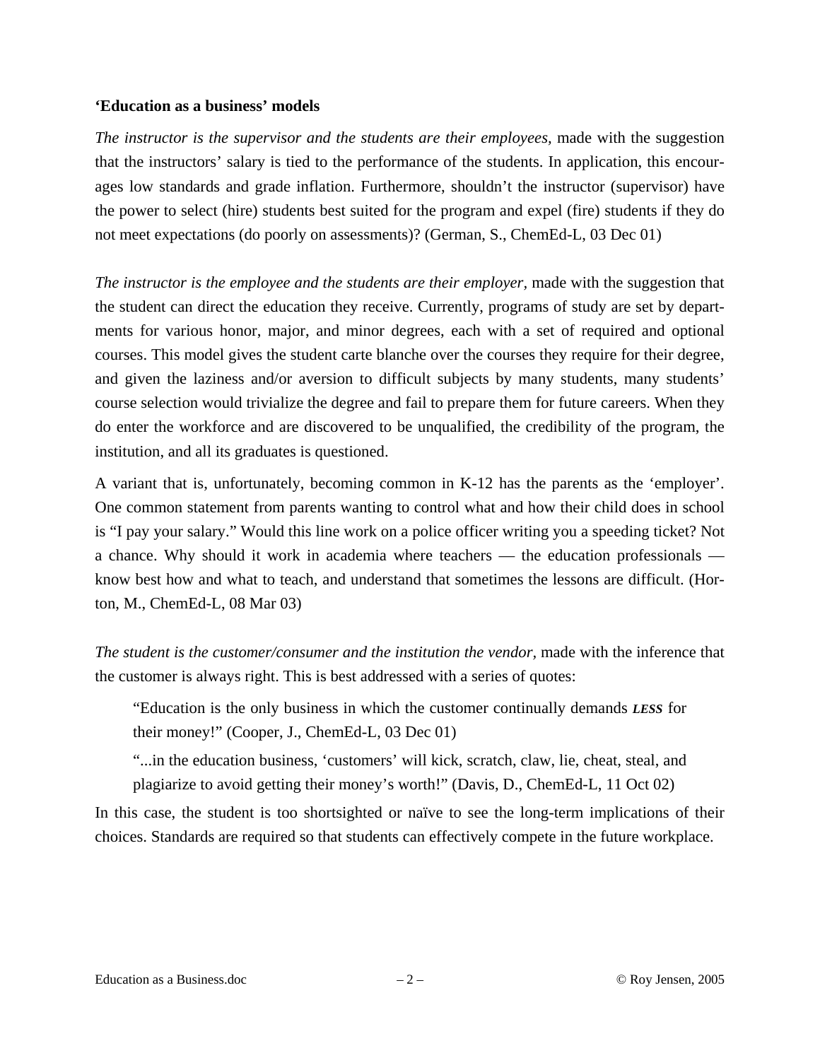**‘Education as a business’ models**

*The instructor is the supervisor and the students are their employees,* made with the suggestion that the instructors’ salary is tied to the performance of the students. In application, this encourages low standards and grade inflation. Furthermore, shouldn’t the instructor (supervisor) have the power to select (hire) students best suited for the program and expel (fire) students if they do not meet expectations (do poorly on assessments)? (German, S., ChemEd-L, 03 Dec 01)

*The instructor is the employee and the students are their employer,* made with the suggestion that the student can direct the education they receive. Currently, programs of study are set by departments for various honor, major, and minor degrees, each with a set of required and optional courses. This model gives the student carte blanche over the courses they require for their degree, and given the laziness and/or aversion to difficult subjects by many students, many students’ course selection would trivialize the degree and fail to prepare them for future careers. When they do enter the workforce and are discovered to be unqualified, the credibility of the program, the institution, and all its graduates is questioned.

A variant that is, unfortunately, becoming common in K-12 has the parents as the ‘employer’. One common statement from parents wanting to control what and how their child does in school is “I pay your salary.” Would this line work on a police officer writing you a speeding ticket? Not a chance. Why should it work in academia where teachers — the education professionals — know best how and what to teach, and understand that sometimes the lessons are difficult. (Horton, M., ChemEd-L, 08 Mar 03)

*The student is the customer/consumer and the institution the vendor,* made with the inference that the customer is always right. This is best addressed with a series of quotes:

> “Education is the only business in which the customer continually demands ***LESS*** for their money!” (Cooper, J., ChemEd-L, 03 Dec 01)
>
> “...in the education business, ‘customers’ will kick, scratch, claw, lie, cheat, steal, and plagiarize to avoid getting their money’s worth!” (Davis, D., ChemEd-L, 11 Oct 02)

In this case, the student is too shortsighted or naïve to see the long-term implications of their choices. Standards are required so that students can effectively compete in the future workplace.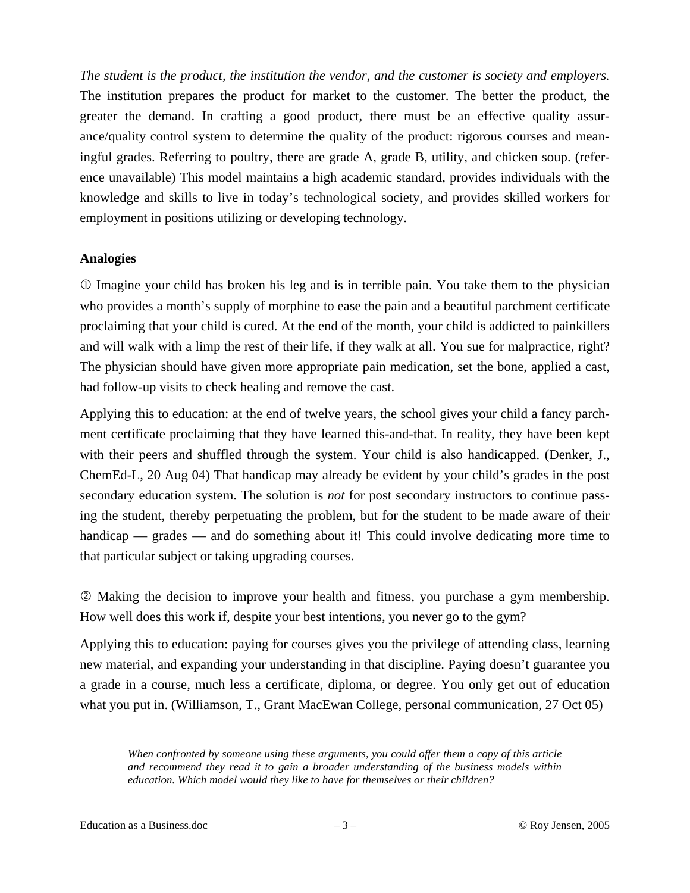*The student is the product, the institution the vendor, and the customer is society and employers.* The institution prepares the product for market to the customer. The better the product, the greater the demand. In crafting a good product, there must be an effective quality assurance/quality control system to determine the quality of the product: rigorous courses and meaningful grades. Referring to poultry, there are grade A, grade B, utility, and chicken soup. (reference unavailable) This model maintains a high academic standard, provides individuals with the knowledge and skills to live in today's technological society, and provides skilled workers for employment in positions utilizing or developing technology.

**Analogies**

① Imagine your child has broken his leg and is in terrible pain. You take them to the physician who provides a month's supply of morphine to ease the pain and a beautiful parchment certificate proclaiming that your child is cured. At the end of the month, your child is addicted to painkillers and will walk with a limp the rest of their life, if they walk at all. You sue for malpractice, right? The physician should have given more appropriate pain medication, set the bone, applied a cast, had follow-up visits to check healing and remove the cast.

Applying this to education: at the end of twelve years, the school gives your child a fancy parchment certificate proclaiming that they have learned this-and-that. In reality, they have been kept with their peers and shuffled through the system. Your child is also handicapped. (Denker, J., ChemEd-L, 20 Aug 04) That handicap may already be evident by your child's grades in the post secondary education system. The solution is *not* for post secondary instructors to continue passing the student, thereby perpetuating the problem, but for the student to be made aware of their handicap — grades — and do something about it! This could involve dedicating more time to that particular subject or taking upgrading courses.

② Making the decision to improve your health and fitness, you purchase a gym membership. How well does this work if, despite your best intentions, you never go to the gym?

Applying this to education: paying for courses gives you the privilege of attending class, learning new material, and expanding your understanding in that discipline. Paying doesn't guarantee you a grade in a course, much less a certificate, diploma, or degree. You only get out of education what you put in. (Williamson, T., Grant MacEwan College, personal communication, 27 Oct 05)

*When confronted by someone using these arguments, you could offer them a copy of this article and recommend they read it to gain a broader understanding of the business models within education. Which model would they like to have for themselves or their children?*